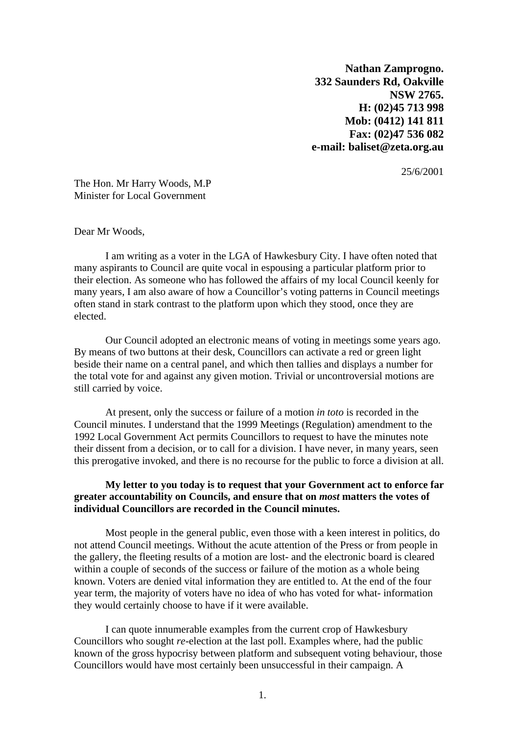**Nathan Zamprogno.**
**332 Saunders Rd, Oakville**
**NSW 2765.**
**H: (02)45 713 998**
**Mob: (0412) 141 811**
**Fax: (02)47 536 082**
**e-mail: baliset@zeta.org.au**

25/6/2001

The Hon. Mr Harry Woods, M.P
Minister for Local Government

Dear Mr Woods,

I am writing as a voter in the LGA of Hawkesbury City. I have often noted that many aspirants to Council are quite vocal in espousing a particular platform prior to their election. As someone who has followed the affairs of my local Council keenly for many years, I am also aware of how a Councillor's voting patterns in Council meetings often stand in stark contrast to the platform upon which they stood, once they are elected.

Our Council adopted an electronic means of voting in meetings some years ago. By means of two buttons at their desk, Councillors can activate a red or green light beside their name on a central panel, and which then tallies and displays a number for the total vote for and against any given motion. Trivial or uncontroversial motions are still carried by voice.

At present, only the success or failure of a motion *in toto* is recorded in the Council minutes. I understand that the 1999 Meetings (Regulation) amendment to the 1992 Local Government Act permits Councillors to request to have the minutes note their dissent from a decision, or to call for a division. I have never, in many years, seen this prerogative invoked, and there is no recourse for the public to force a division at all.

**My letter to you today is to request that your Government act to enforce far greater accountability on Councils, and ensure that on *most* matters the votes of individual Councillors are recorded in the Council minutes.**

Most people in the general public, even those with a keen interest in politics, do not attend Council meetings. Without the acute attention of the Press or from people in the gallery, the fleeting results of a motion are lost- and the electronic board is cleared within a couple of seconds of the success or failure of the motion as a whole being known. Voters are denied vital information they are entitled to. At the end of the four year term, the majority of voters have no idea of who has voted for what- information they would certainly choose to have if it were available.

I can quote innumerable examples from the current crop of Hawkesbury Councillors who sought *re*-election at the last poll. Examples where, had the public known of the gross hypocrisy between platform and subsequent voting behaviour, those Councillors would have most certainly been unsuccessful in their campaign. A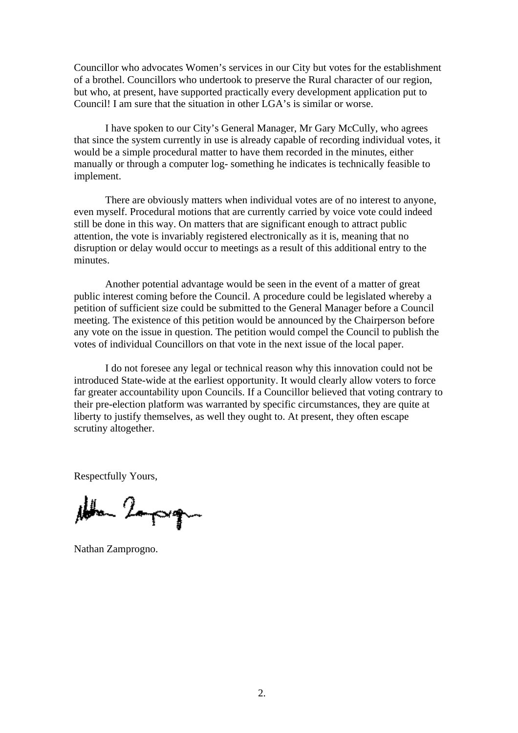Councillor who advocates Women's services in our City but votes for the establishment of a brothel. Councillors who undertook to preserve the Rural character of our region, but who, at present, have supported practically every development application put to Council! I am sure that the situation in other LGA's is similar or worse.

I have spoken to our City's General Manager, Mr Gary McCully, who agrees that since the system currently in use is already capable of recording individual votes, it would be a simple procedural matter to have them recorded in the minutes, either manually or through a computer log- something he indicates is technically feasible to implement.

There are obviously matters when individual votes are of no interest to anyone, even myself. Procedural motions that are currently carried by voice vote could indeed still be done in this way. On matters that are significant enough to attract public attention, the vote is invariably registered electronically as it is, meaning that no disruption or delay would occur to meetings as a result of this additional entry to the minutes.

Another potential advantage would be seen in the event of a matter of great public interest coming before the Council. A procedure could be legislated whereby a petition of sufficient size could be submitted to the General Manager before a Council meeting. The existence of this petition would be announced by the Chairperson before any vote on the issue in question. The petition would compel the Council to publish the votes of individual Councillors on that vote in the next issue of the local paper.

I do not foresee any legal or technical reason why this innovation could not be introduced State-wide at the earliest opportunity. It would clearly allow voters to force far greater accountability upon Councils. If a Councillor believed that voting contrary to their pre-election platform was warranted by specific circumstances, they are quite at liberty to justify themselves, as well they ought to. At present, they often escape scrutiny altogether.

Respectfully Yours,

Nathan Zamprogno.